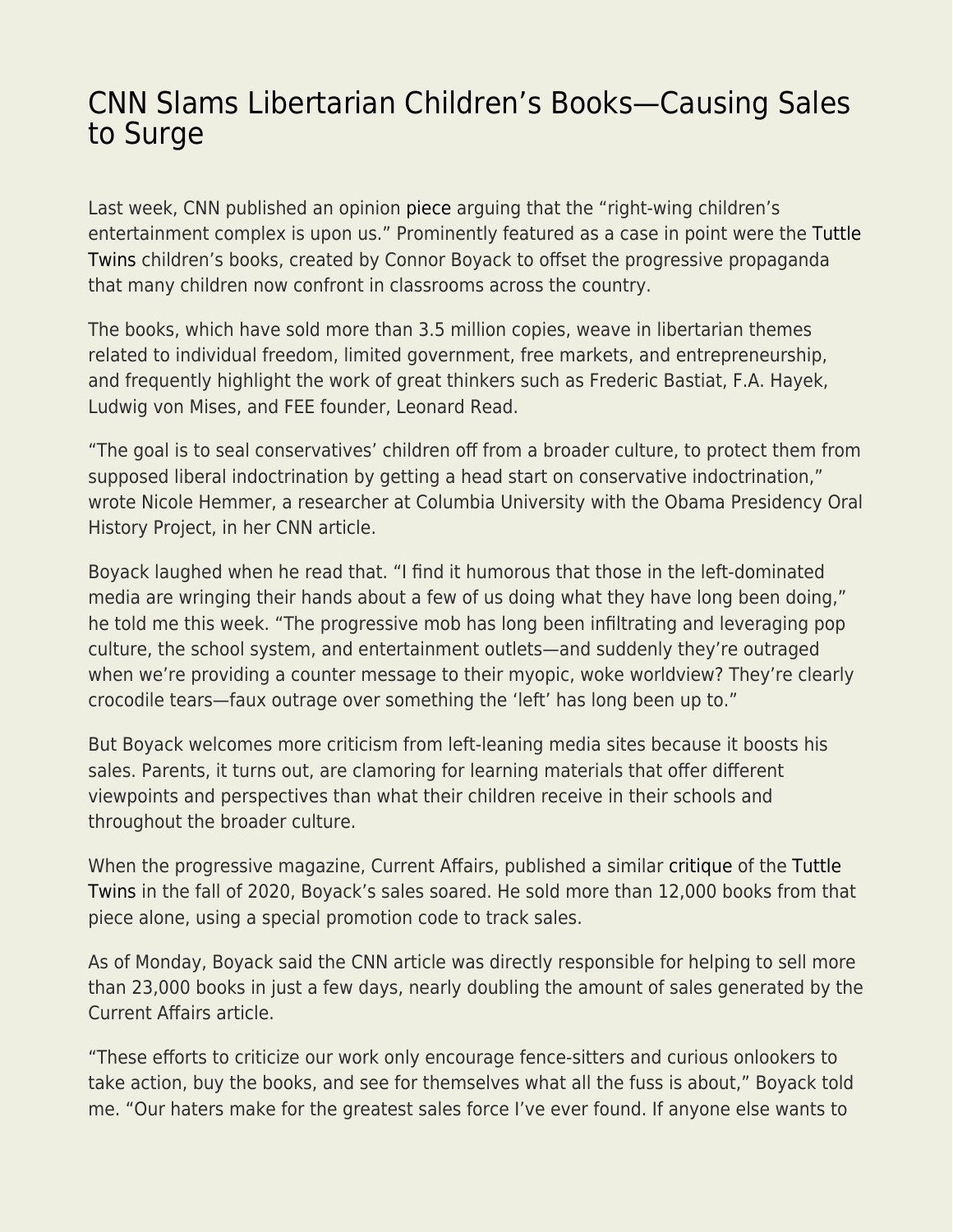# CNN Slams Libertarian Children's Books—Causing Sales to Surge

Last week, CNN published an opinion piece arguing that the "right-wing children's entertainment complex is upon us." Prominently featured as a case in point were the Tuttle Twins children's books, created by Connor Boyack to offset the progressive propaganda that many children now confront in classrooms across the country.

The books, which have sold more than 3.5 million copies, weave in libertarian themes related to individual freedom, limited government, free markets, and entrepreneurship, and frequently highlight the work of great thinkers such as Frederic Bastiat, F.A. Hayek, Ludwig von Mises, and FEE founder, Leonard Read.

"The goal is to seal conservatives' children off from a broader culture, to protect them from supposed liberal indoctrination by getting a head start on conservative indoctrination," wrote Nicole Hemmer, a researcher at Columbia University with the Obama Presidency Oral History Project, in her CNN article.

Boyack laughed when he read that. "I find it humorous that those in the left-dominated media are wringing their hands about a few of us doing what they have long been doing," he told me this week. "The progressive mob has long been infiltrating and leveraging pop culture, the school system, and entertainment outlets—and suddenly they're outraged when we're providing a counter message to their myopic, woke worldview? They're clearly crocodile tears—faux outrage over something the 'left' has long been up to."

But Boyack welcomes more criticism from left-leaning media sites because it boosts his sales. Parents, it turns out, are clamoring for learning materials that offer different viewpoints and perspectives than what their children receive in their schools and throughout the broader culture.

When the progressive magazine, Current Affairs, published a similar critique of the Tuttle Twins in the fall of 2020, Boyack's sales soared. He sold more than 12,000 books from that piece alone, using a special promotion code to track sales.

As of Monday, Boyack said the CNN article was directly responsible for helping to sell more than 23,000 books in just a few days, nearly doubling the amount of sales generated by the Current Affairs article.

"These efforts to criticize our work only encourage fence-sitters and curious onlookers to take action, buy the books, and see for themselves what all the fuss is about," Boyack told me. "Our haters make for the greatest sales force I've ever found. If anyone else wants to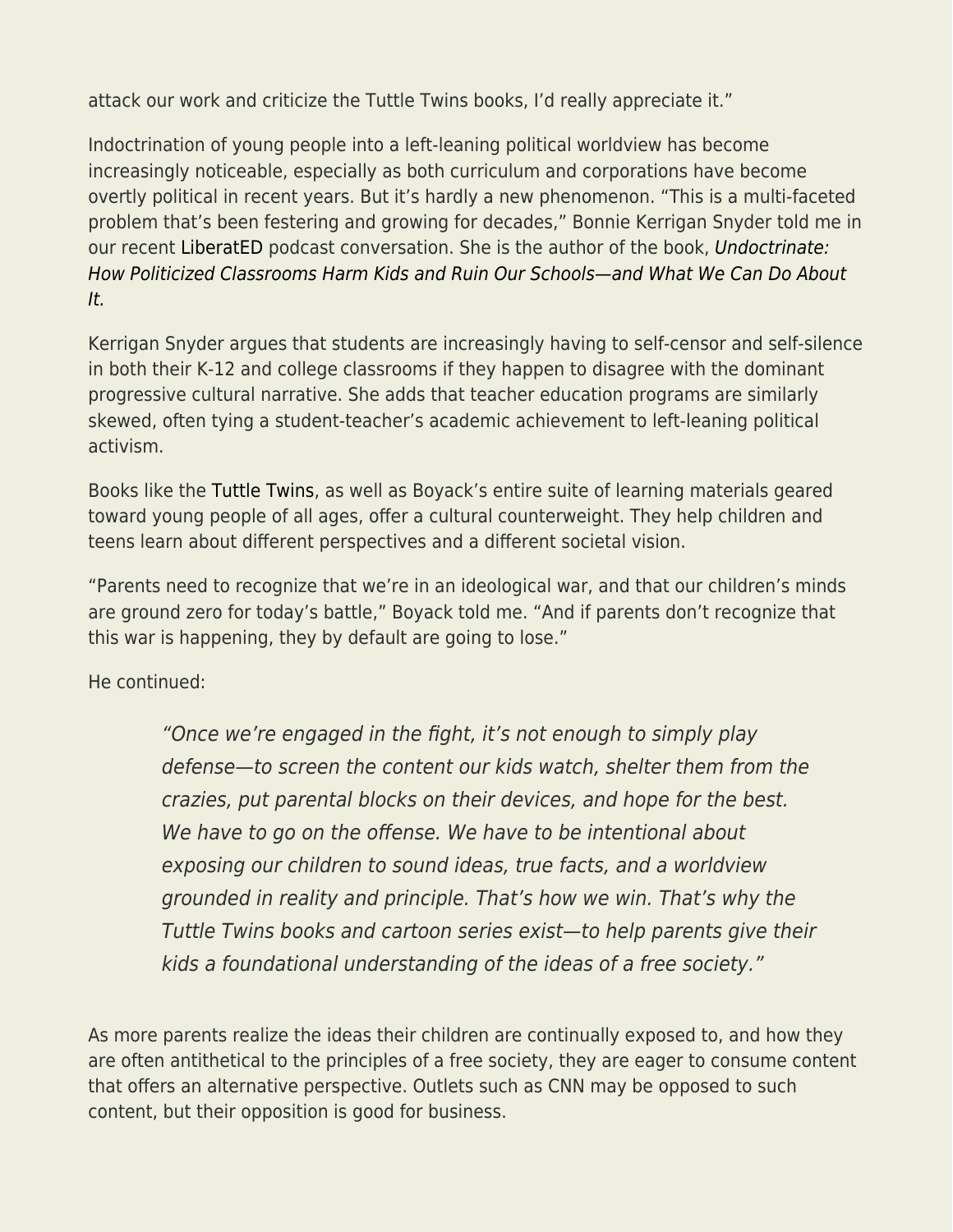attack our work and criticize the Tuttle Twins books, I'd really appreciate it."

Indoctrination of young people into a left-leaning political worldview has become increasingly noticeable, especially as both curriculum and corporations have become overtly political in recent years. But it's hardly a new phenomenon. "This is a multi-faceted problem that's been festering and growing for decades," Bonnie Kerrigan Snyder told me in our recent LiberatED podcast conversation. She is the author of the book, *Undoctrinate: How Politicized Classrooms Harm Kids and Ruin Our Schools—and What We Can Do About It.*

Kerrigan Snyder argues that students are increasingly having to self-censor and self-silence in both their K-12 and college classrooms if they happen to disagree with the dominant progressive cultural narrative. She adds that teacher education programs are similarly skewed, often tying a student-teacher's academic achievement to left-leaning political activism.

Books like the Tuttle Twins, as well as Boyack's entire suite of learning materials geared toward young people of all ages, offer a cultural counterweight. They help children and teens learn about different perspectives and a different societal vision.

"Parents need to recognize that we're in an ideological war, and that our children's minds are ground zero for today's battle," Boyack told me. "And if parents don't recognize that this war is happening, they by default are going to lose."

He continued:

> *"Once we're engaged in the fight, it's not enough to simply play defense—to screen the content our kids watch, shelter them from the crazies, put parental blocks on their devices, and hope for the best. We have to go on the offense. We have to be intentional about exposing our children to sound ideas, true facts, and a worldview grounded in reality and principle. That's how we win. That's why the Tuttle Twins books and cartoon series exist—to help parents give their kids a foundational understanding of the ideas of a free society."*

As more parents realize the ideas their children are continually exposed to, and how they are often antithetical to the principles of a free society, they are eager to consume content that offers an alternative perspective. Outlets such as CNN may be opposed to such content, but their opposition is good for business.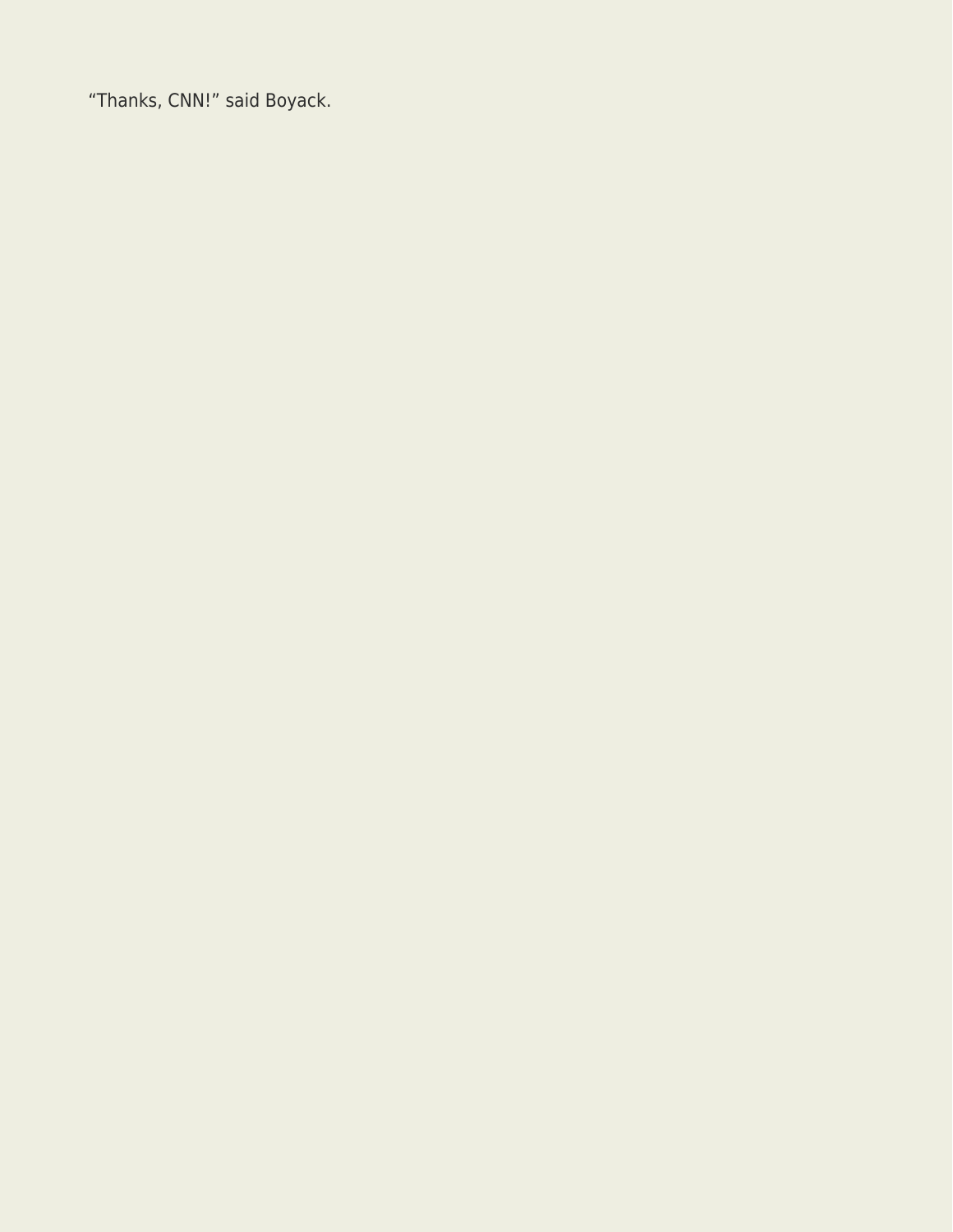“Thanks, CNN!” said Boyack.